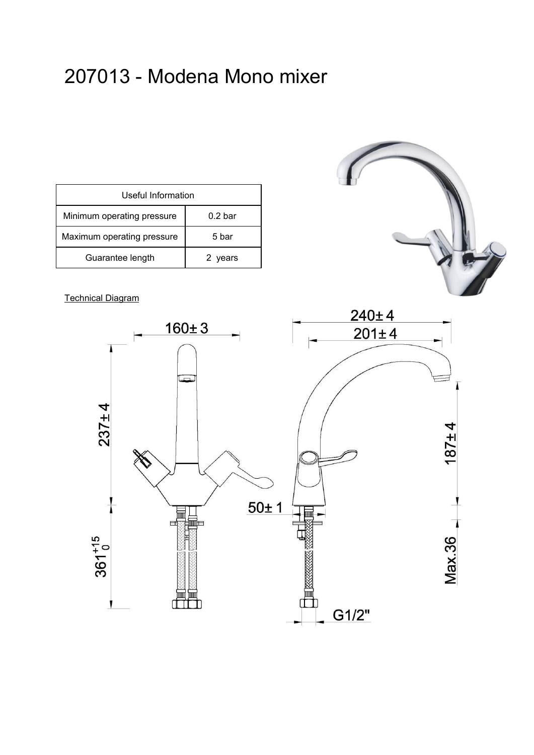# 207013 - Modena Mono mixer

| Useful Information | |
|---|---|
| Minimum operating pressure | 0.2 bar |
| Maximum operating pressure | 5 bar |
| Guarantee length | 2 years |

Technical Diagram

160± 3

240± 4

201± 4

237± 4

187± 4

50± 1

$361^{+15}_{0}$

Max.36

G1/2"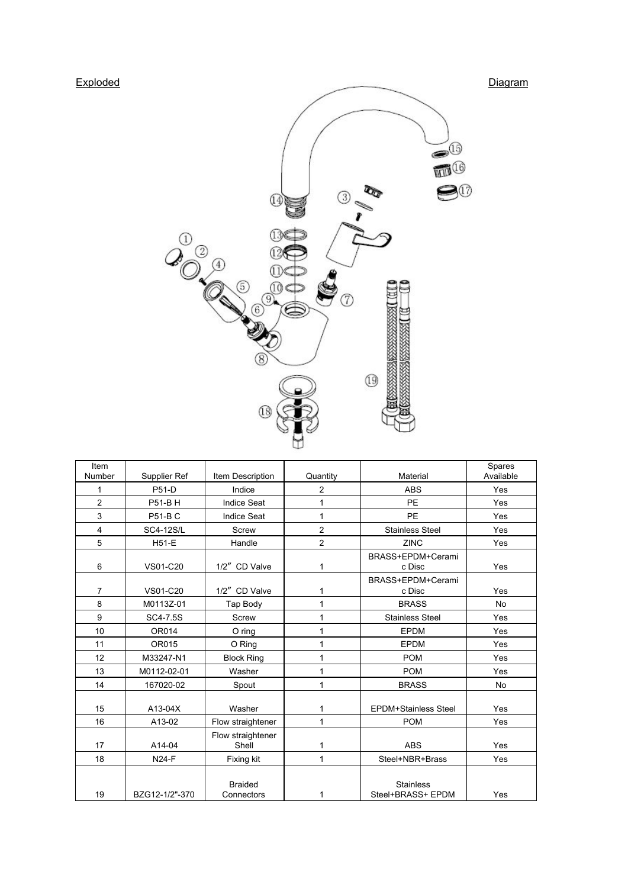Exploded Diagram

| Item Number | Supplier Ref | Item Description | Quantity | Material | Spares Available |
|---|---|---|---|---|---|
| 1 | P51-D | Indice | 2 | ABS | Yes |
| 2 | P51-B H | Indice Seat | 1 | PE | Yes |
| 3 | P51-B C | Indice Seat | 1 | PE | Yes |
| 4 | SC4-12S/L | Screw | 2 | Stainless Steel | Yes |
| 5 | H51-E | Handle | 2 | ZINC | Yes |
| 6 | VS01-C20 | 1/2″ CD Valve | 1 | BRASS+EPDM+Ceramic Disc | Yes |
| 7 | VS01-C20 | 1/2″ CD Valve | 1 | BRASS+EPDM+Ceramic Disc | Yes |
| 8 | M0113Z-01 | Tap Body | 1 | BRASS | No |
| 9 | SC4-7.5S | Screw | 1 | Stainless Steel | Yes |
| 10 | OR014 | O ring | 1 | EPDM | Yes |
| 11 | OR015 | O Ring | 1 | EPDM | Yes |
| 12 | M33247-N1 | Block Ring | 1 | POM | Yes |
| 13 | M0112-02-01 | Washer | 1 | POM | Yes |
| 14 | 167020-02 | Spout | 1 | BRASS | No |
| 15 | A13-04X | Washer | 1 | EPDM+Stainless Steel | Yes |
| 16 | A13-02 | Flow straightener | 1 | POM | Yes |
| 17 | A14-04 | Flow straightener Shell | 1 | ABS | Yes |
| 18 | N24-F | Fixing kit | 1 | Steel+NBR+Brass | Yes |
| 19 | BZG12-1/2"-370 | Braided Connectors | 1 | Stainless Steel+BRASS+ EPDM | Yes |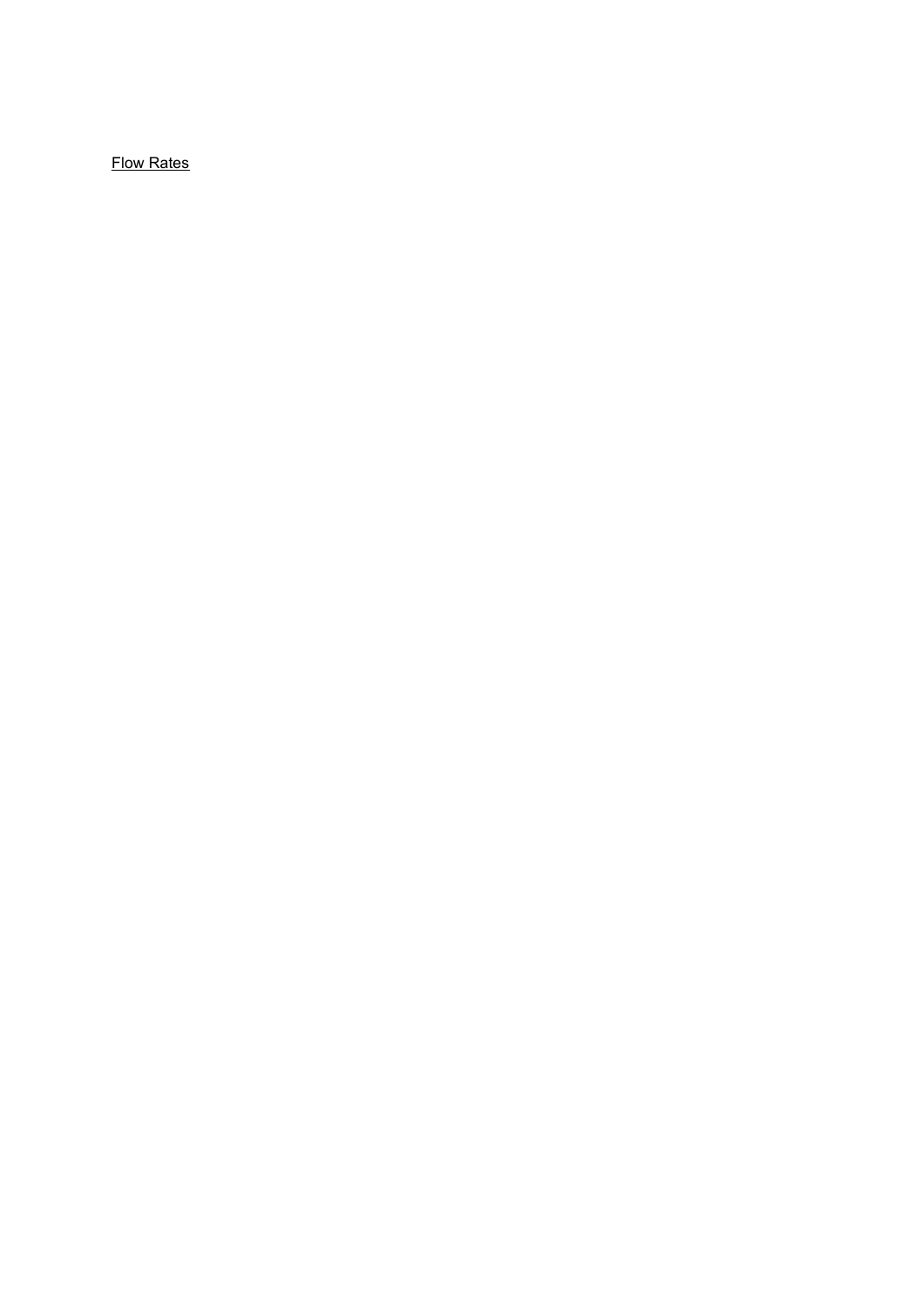<u>Flow Rates</u>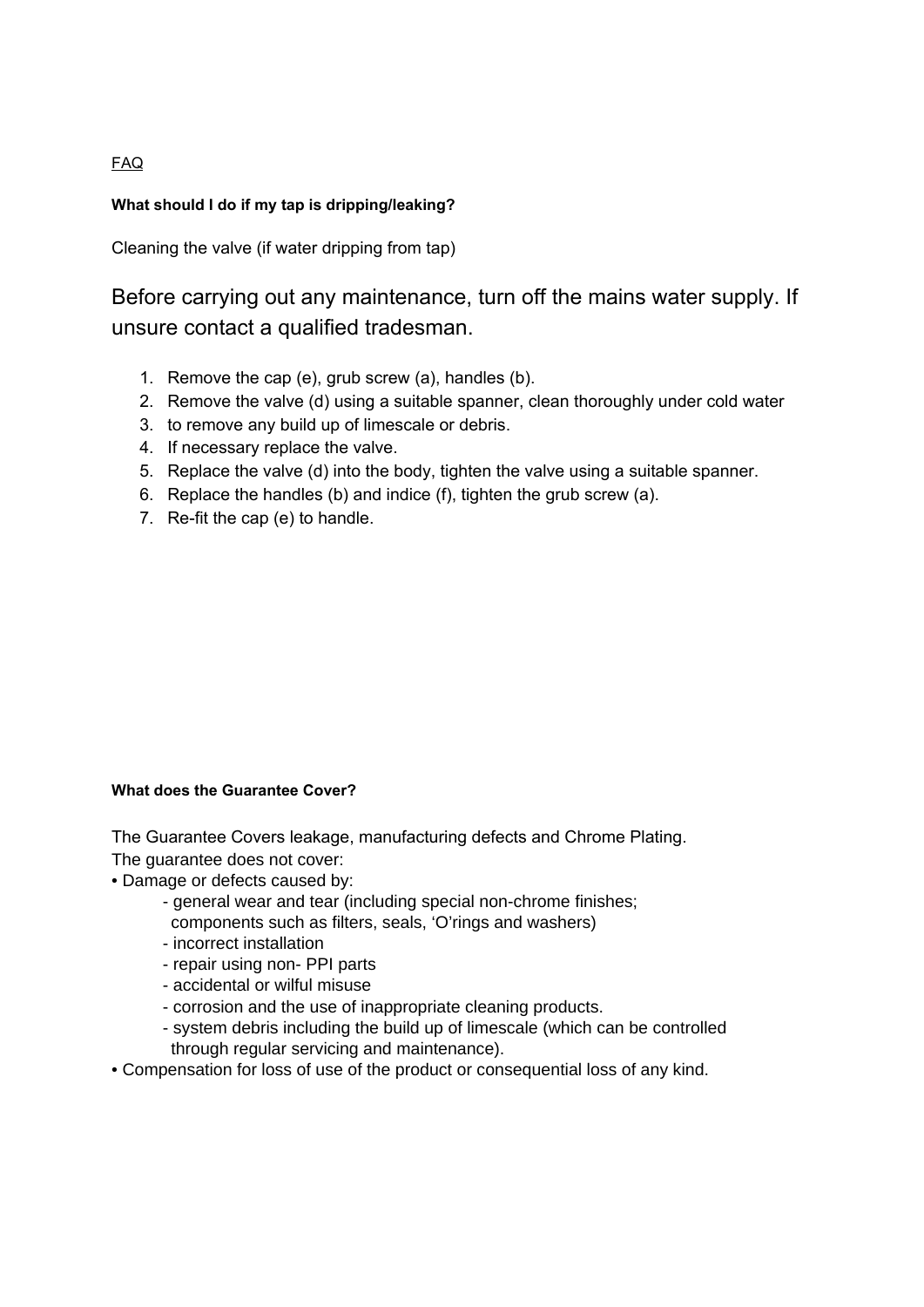FAQ

**What should I do if my tap is dripping/leaking?**

Cleaning the valve (if water dripping from tap)

Before carrying out any maintenance, turn off the mains water supply. If unsure contact a qualified tradesman.

1. Remove the cap (e), grub screw (a), handles (b).
2. Remove the valve (d) using a suitable spanner, clean thoroughly under cold water
3. to remove any build up of limescale or debris.
4. If necessary replace the valve.
5. Replace the valve (d) into the body, tighten the valve using a suitable spanner.
6. Replace the handles (b) and indice (f), tighten the grub screw (a).
7. Re-fit the cap (e) to handle.

**What does the Guarantee Cover?**

The Guarantee Covers leakage, manufacturing defects and Chrome Plating.
The guarantee does not cover:

- Damage or defects caused by:
    - general wear and tear (including special non-chrome finishes; components such as filters, seals, 'O'rings and washers)
    - incorrect installation
    - repair using non- PPI parts
    - accidental or wilful misuse
    - corrosion and the use of inappropriate cleaning products.
    - system debris including the build up of limescale (which can be controlled through regular servicing and maintenance).
- Compensation for loss of use of the product or consequential loss of any kind.